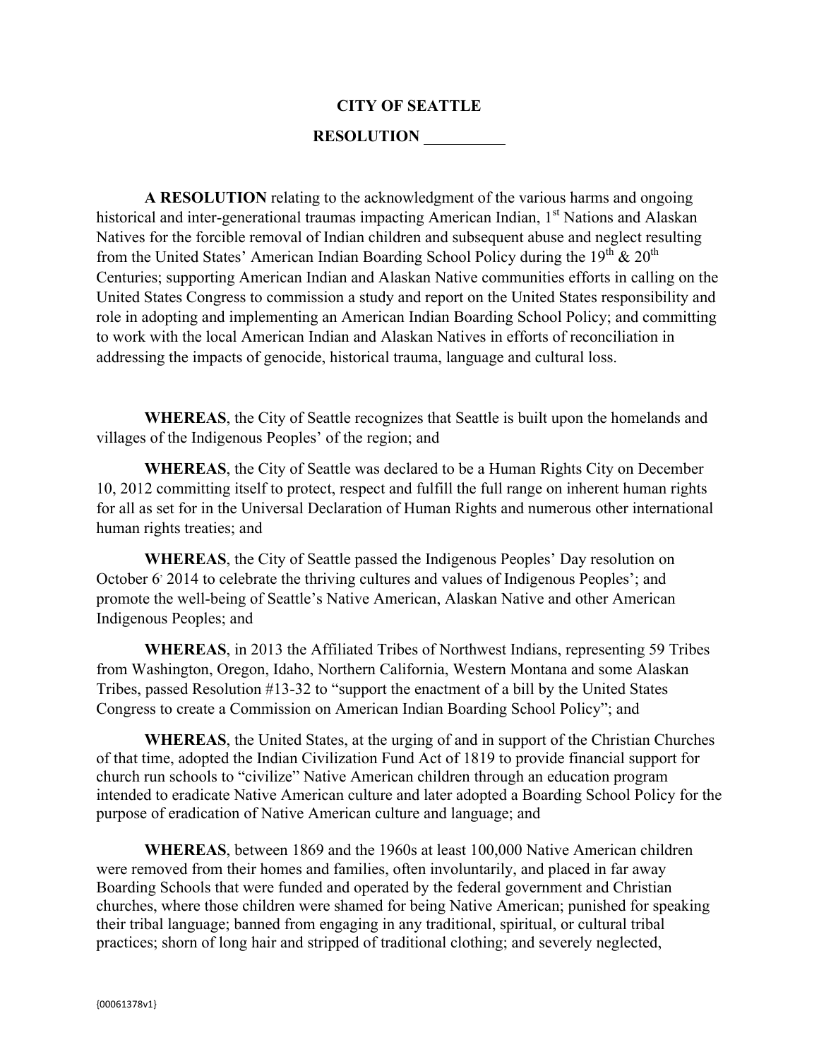**CITY OF SEATTLE**

**RESOLUTION __________**

**A RESOLUTION** relating to the acknowledgment of the various harms and ongoing historical and inter-generational traumas impacting American Indian, 1st Nations and Alaskan Natives for the forcible removal of Indian children and subsequent abuse and neglect resulting from the United States' American Indian Boarding School Policy during the 19th & 20th Centuries; supporting American Indian and Alaskan Native communities efforts in calling on the United States Congress to commission a study and report on the United States responsibility and role in adopting and implementing an American Indian Boarding School Policy; and committing to work with the local American Indian and Alaskan Natives in efforts of reconciliation in addressing the impacts of genocide, historical trauma, language and cultural loss.

**WHEREAS**, the City of Seattle recognizes that Seattle is built upon the homelands and villages of the Indigenous Peoples' of the region; and

**WHEREAS**, the City of Seattle was declared to be a Human Rights City on December 10, 2012 committing itself to protect, respect and fulfill the full range on inherent human rights for all as set for in the Universal Declaration of Human Rights and numerous other international human rights treaties; and

**WHEREAS**, the City of Seattle passed the Indigenous Peoples' Day resolution on October 6, 2014 to celebrate the thriving cultures and values of Indigenous Peoples'; and promote the well-being of Seattle's Native American, Alaskan Native and other American Indigenous Peoples; and

**WHEREAS**, in 2013 the Affiliated Tribes of Northwest Indians, representing 59 Tribes from Washington, Oregon, Idaho, Northern California, Western Montana and some Alaskan Tribes, passed Resolution #13-32 to "support the enactment of a bill by the United States Congress to create a Commission on American Indian Boarding School Policy"; and

**WHEREAS**, the United States, at the urging of and in support of the Christian Churches of that time, adopted the Indian Civilization Fund Act of 1819 to provide financial support for church run schools to "civilize" Native American children through an education program intended to eradicate Native American culture and later adopted a Boarding School Policy for the purpose of eradication of Native American culture and language; and

**WHEREAS**, between 1869 and the 1960s at least 100,000 Native American children were removed from their homes and families, often involuntarily, and placed in far away Boarding Schools that were funded and operated by the federal government and Christian churches, where those children were shamed for being Native American; punished for speaking their tribal language; banned from engaging in any traditional, spiritual, or cultural tribal practices; shorn of long hair and stripped of traditional clothing; and severely neglected,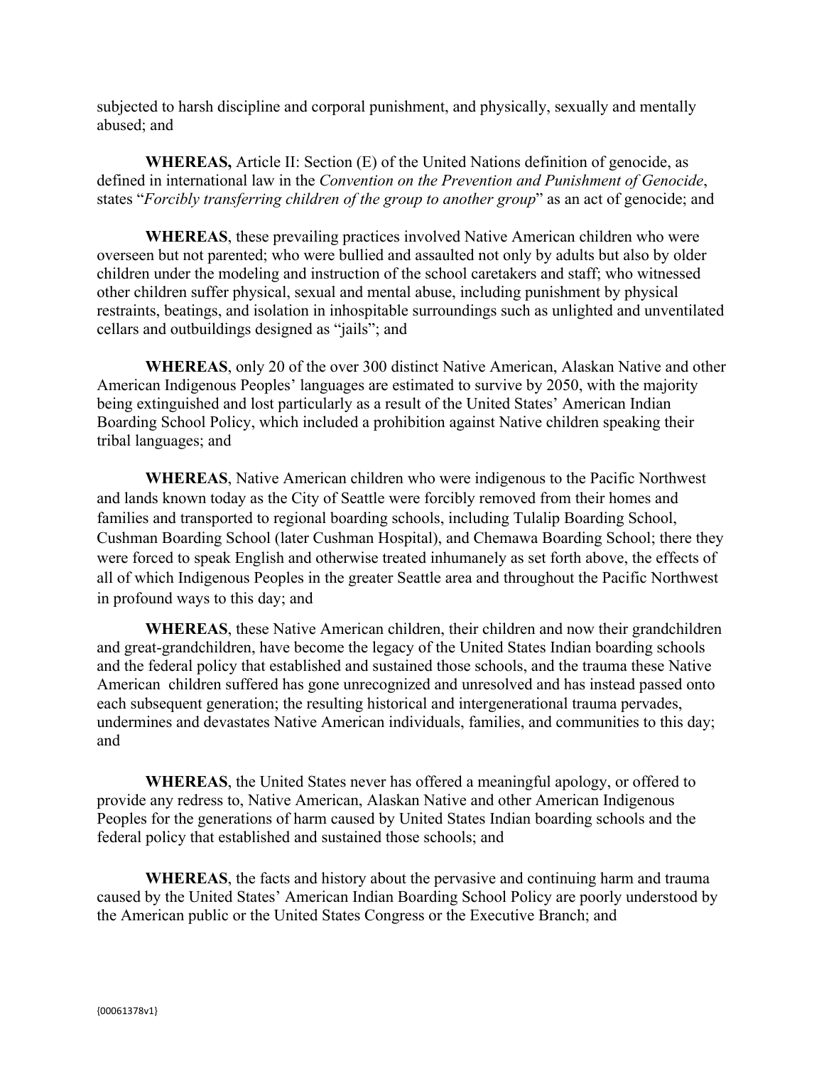subjected to harsh discipline and corporal punishment, and physically, sexually and mentally abused; and

**WHEREAS,** Article II: Section (E) of the United Nations definition of genocide, as defined in international law in the *Convention on the Prevention and Punishment of Genocide*, states "*Forcibly transferring children of the group to another group*" as an act of genocide; and

**WHEREAS**, these prevailing practices involved Native American children who were overseen but not parented; who were bullied and assaulted not only by adults but also by older children under the modeling and instruction of the school caretakers and staff; who witnessed other children suffer physical, sexual and mental abuse, including punishment by physical restraints, beatings, and isolation in inhospitable surroundings such as unlighted and unventilated cellars and outbuildings designed as "jails"; and

**WHEREAS**, only 20 of the over 300 distinct Native American, Alaskan Native and other American Indigenous Peoples' languages are estimated to survive by 2050, with the majority being extinguished and lost particularly as a result of the United States' American Indian Boarding School Policy, which included a prohibition against Native children speaking their tribal languages; and

**WHEREAS**, Native American children who were indigenous to the Pacific Northwest and lands known today as the City of Seattle were forcibly removed from their homes and families and transported to regional boarding schools, including Tulalip Boarding School, Cushman Boarding School (later Cushman Hospital), and Chemawa Boarding School; there they were forced to speak English and otherwise treated inhumanely as set forth above, the effects of all of which Indigenous Peoples in the greater Seattle area and throughout the Pacific Northwest in profound ways to this day; and

**WHEREAS**, these Native American children, their children and now their grandchildren and great-grandchildren, have become the legacy of the United States Indian boarding schools and the federal policy that established and sustained those schools, and the trauma these Native American children suffered has gone unrecognized and unresolved and has instead passed onto each subsequent generation; the resulting historical and intergenerational trauma pervades, undermines and devastates Native American individuals, families, and communities to this day; and

**WHEREAS**, the United States never has offered a meaningful apology, or offered to provide any redress to, Native American, Alaskan Native and other American Indigenous Peoples for the generations of harm caused by United States Indian boarding schools and the federal policy that established and sustained those schools; and

**WHEREAS**, the facts and history about the pervasive and continuing harm and trauma caused by the United States' American Indian Boarding School Policy are poorly understood by the American public or the United States Congress or the Executive Branch; and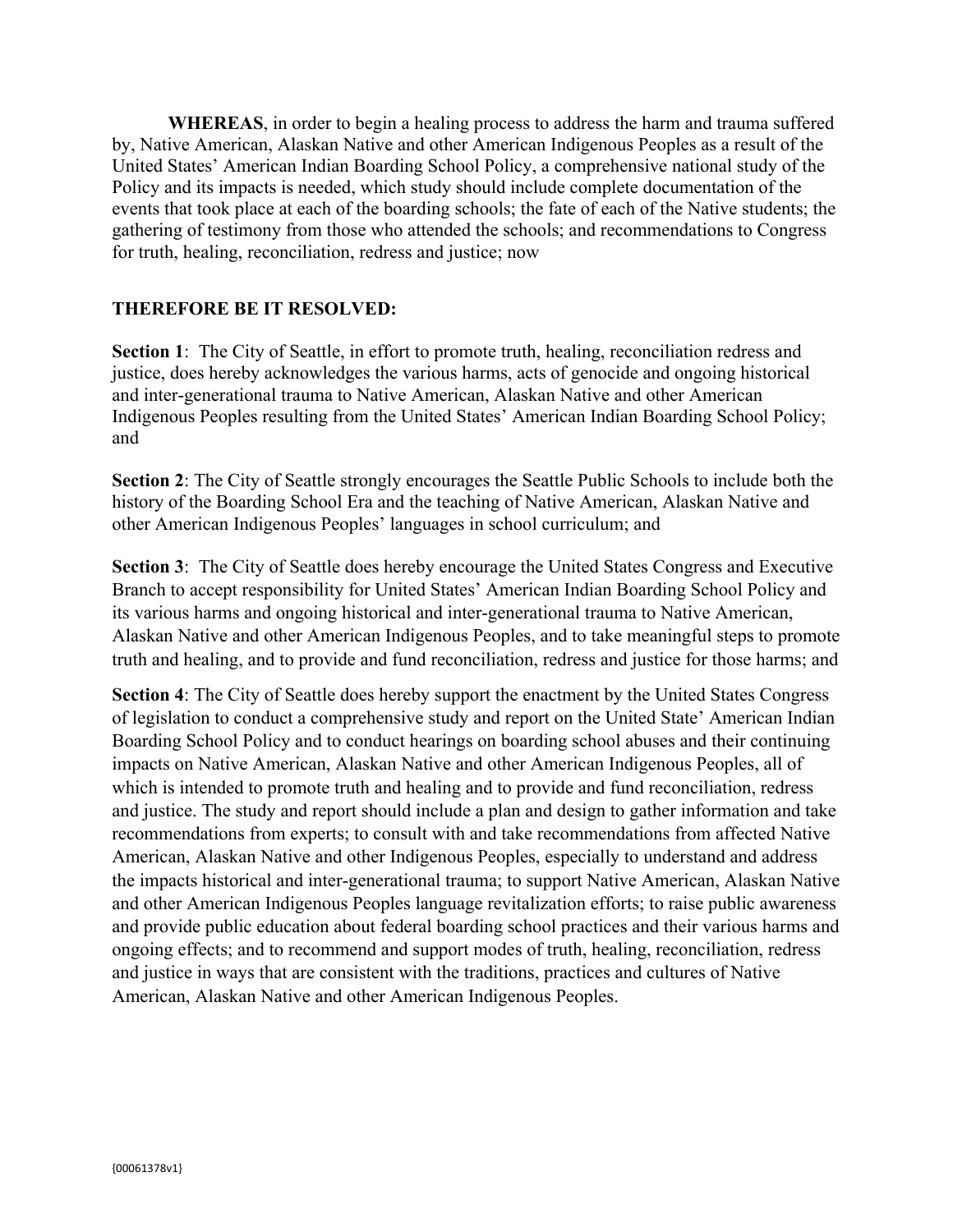**WHEREAS**, in order to begin a healing process to address the harm and trauma suffered by, Native American, Alaskan Native and other American Indigenous Peoples as a result of the United States' American Indian Boarding School Policy, a comprehensive national study of the Policy and its impacts is needed, which study should include complete documentation of the events that took place at each of the boarding schools; the fate of each of the Native students; the gathering of testimony from those who attended the schools; and recommendations to Congress for truth, healing, reconciliation, redress and justice; now

**THEREFORE BE IT RESOLVED:**

**Section 1**: The City of Seattle, in effort to promote truth, healing, reconciliation redress and justice, does hereby acknowledges the various harms, acts of genocide and ongoing historical and inter-generational trauma to Native American, Alaskan Native and other American Indigenous Peoples resulting from the United States' American Indian Boarding School Policy; and

**Section 2**: The City of Seattle strongly encourages the Seattle Public Schools to include both the history of the Boarding School Era and the teaching of Native American, Alaskan Native and other American Indigenous Peoples' languages in school curriculum; and

**Section 3**: The City of Seattle does hereby encourage the United States Congress and Executive Branch to accept responsibility for United States' American Indian Boarding School Policy and its various harms and ongoing historical and inter-generational trauma to Native American, Alaskan Native and other American Indigenous Peoples, and to take meaningful steps to promote truth and healing, and to provide and fund reconciliation, redress and justice for those harms; and

**Section 4**: The City of Seattle does hereby support the enactment by the United States Congress of legislation to conduct a comprehensive study and report on the United State' American Indian Boarding School Policy and to conduct hearings on boarding school abuses and their continuing impacts on Native American, Alaskan Native and other American Indigenous Peoples, all of which is intended to promote truth and healing and to provide and fund reconciliation, redress and justice. The study and report should include a plan and design to gather information and take recommendations from experts; to consult with and take recommendations from affected Native American, Alaskan Native and other Indigenous Peoples, especially to understand and address the impacts historical and inter-generational trauma; to support Native American, Alaskan Native and other American Indigenous Peoples language revitalization efforts; to raise public awareness and provide public education about federal boarding school practices and their various harms and ongoing effects; and to recommend and support modes of truth, healing, reconciliation, redress and justice in ways that are consistent with the traditions, practices and cultures of Native American, Alaskan Native and other American Indigenous Peoples.

{00061378v1}